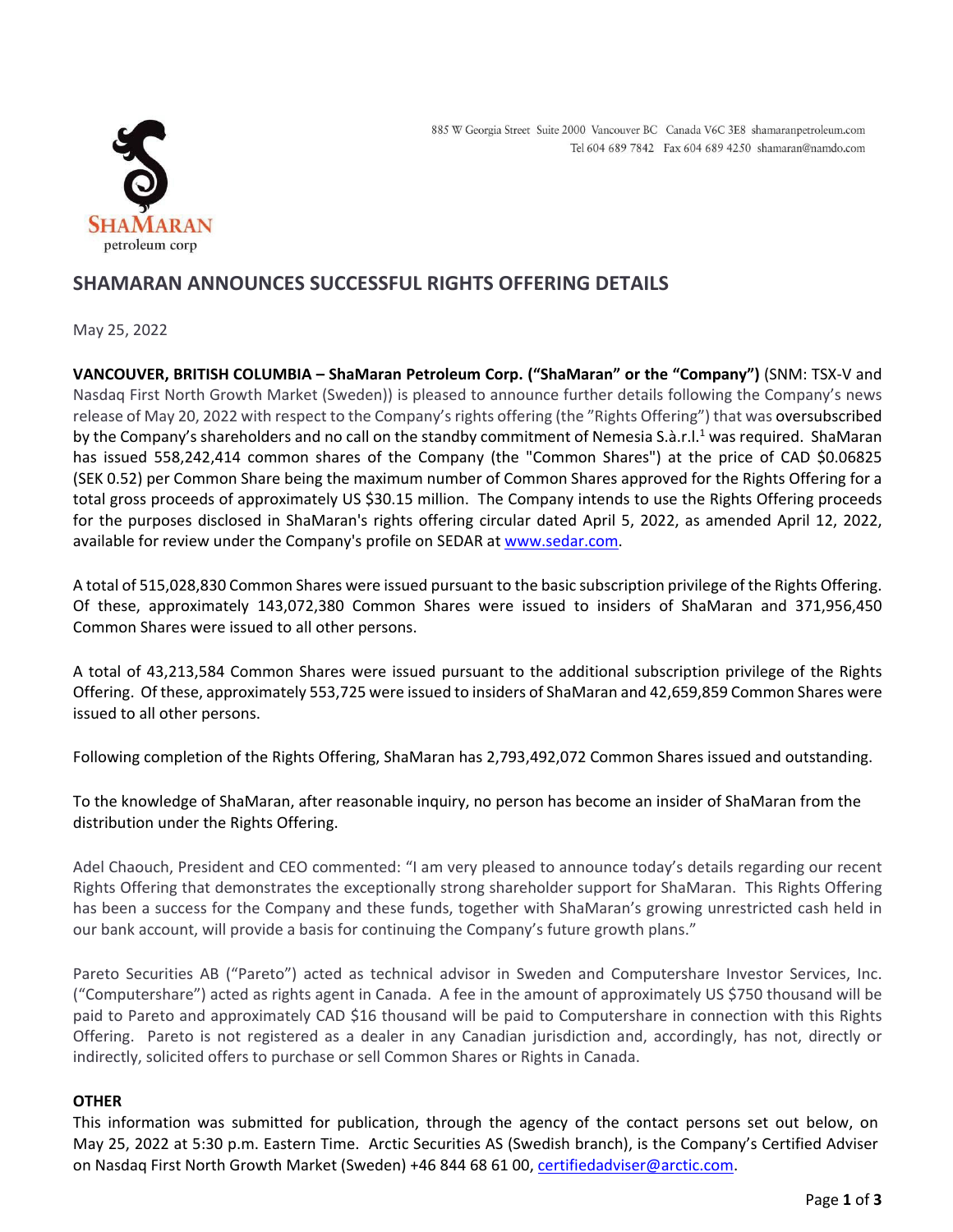885 W Georgia Street Suite 2000 Vancouver BC Canada V6C 3E8 shamaranpetroleum.com
Tel 604 689 7842 Fax 604 689 4250 shamaran@namdo.com

SHAMARAN
petroleum corp

## SHAMARAN ANNOUNCES SUCCESSFUL RIGHTS OFFERING DETAILS

May 25, 2022

**VANCOUVER, BRITISH COLUMBIA – ShaMaran Petroleum Corp. ("ShaMaran" or the "Company")** (SNM: TSX-V and Nasdaq First North Growth Market (Sweden)) is pleased to announce further details following the Company's news release of May 20, 2022 with respect to the Company's rights offering (the "Rights Offering") that was oversubscribed by the Company's shareholders and no call on the standby commitment of Nemesia S.à.r.l.[1] was required. ShaMaran has issued 558,242,414 common shares of the Company (the "Common Shares") at the price of CAD $0.06825 (SEK 0.52) per Common Share being the maximum number of Common Shares approved for the Rights Offering for a total gross proceeds of approximately US $30.15 million. The Company intends to use the Rights Offering proceeds for the purposes disclosed in ShaMaran's rights offering circular dated April 5, 2022, as amended April 12, 2022, available for review under the Company's profile on SEDAR at [www.sedar.com](www.sedar.com).

A total of 515,028,830 Common Shares were issued pursuant to the basic subscription privilege of the Rights Offering. Of these, approximately 143,072,380 Common Shares were issued to insiders of ShaMaran and 371,956,450 Common Shares were issued to all other persons.

A total of 43,213,584 Common Shares were issued pursuant to the additional subscription privilege of the Rights Offering. Of these, approximately 553,725 were issued to insiders of ShaMaran and 42,659,859 Common Shares were issued to all other persons.

Following completion of the Rights Offering, ShaMaran has 2,793,492,072 Common Shares issued and outstanding.

To the knowledge of ShaMaran, after reasonable inquiry, no person has become an insider of ShaMaran from the distribution under the Rights Offering.

Adel Chaouch, President and CEO commented: "I am very pleased to announce today's details regarding our recent Rights Offering that demonstrates the exceptionally strong shareholder support for ShaMaran. This Rights Offering has been a success for the Company and these funds, together with ShaMaran's growing unrestricted cash held in our bank account, will provide a basis for continuing the Company's future growth plans."

Pareto Securities AB ("Pareto") acted as technical advisor in Sweden and Computershare Investor Services, Inc. ("Computershare") acted as rights agent in Canada. A fee in the amount of approximately US $750 thousand will be paid to Pareto and approximately CAD $16 thousand will be paid to Computershare in connection with this Rights Offering. Pareto is not registered as a dealer in any Canadian jurisdiction and, accordingly, has not, directly or indirectly, solicited offers to purchase or sell Common Shares or Rights in Canada.

### OTHER

This information was submitted for publication, through the agency of the contact persons set out below, on May 25, 2022 at 5:30 p.m. Eastern Time. Arctic Securities AS (Swedish branch), is the Company's Certified Adviser on Nasdaq First North Growth Market (Sweden) +46 844 68 61 00, [certifiedadviser@arctic.com](mailto:certifiedadviser@arctic.com).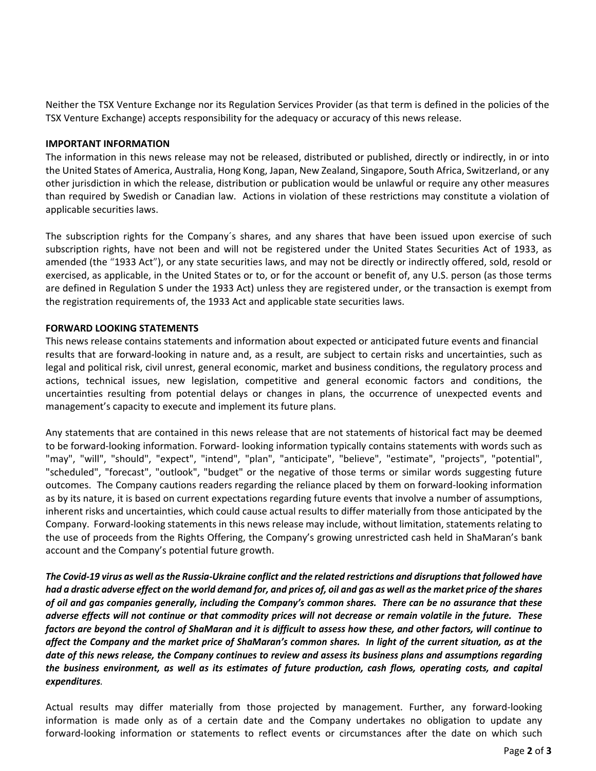Neither the TSX Venture Exchange nor its Regulation Services Provider (as that term is defined in the policies of the TSX Venture Exchange) accepts responsibility for the adequacy or accuracy of this news release.

**IMPORTANT INFORMATION**

The information in this news release may not be released, distributed or published, directly or indirectly, in or into the United States of America, Australia, Hong Kong, Japan, New Zealand, Singapore, South Africa, Switzerland, or any other jurisdiction in which the release, distribution or publication would be unlawful or require any other measures than required by Swedish or Canadian law. Actions in violation of these restrictions may constitute a violation of applicable securities laws.

The subscription rights for the Company´s shares, and any shares that have been issued upon exercise of such subscription rights, have not been and will not be registered under the United States Securities Act of 1933, as amended (the "1933 Act"), or any state securities laws, and may not be directly or indirectly offered, sold, resold or exercised, as applicable, in the United States or to, or for the account or benefit of, any U.S. person (as those terms are defined in Regulation S under the 1933 Act) unless they are registered under, or the transaction is exempt from the registration requirements of, the 1933 Act and applicable state securities laws.

**FORWARD LOOKING STATEMENTS**

This news release contains statements and information about expected or anticipated future events and financial results that are forward-looking in nature and, as a result, are subject to certain risks and uncertainties, such as legal and political risk, civil unrest, general economic, market and business conditions, the regulatory process and actions, technical issues, new legislation, competitive and general economic factors and conditions, the uncertainties resulting from potential delays or changes in plans, the occurrence of unexpected events and management's capacity to execute and implement its future plans.

Any statements that are contained in this news release that are not statements of historical fact may be deemed to be forward-looking information. Forward- looking information typically contains statements with words such as "may", "will", "should", "expect", "intend", "plan", "anticipate", "believe", "estimate", "projects", "potential", "scheduled", "forecast", "outlook", "budget" or the negative of those terms or similar words suggesting future outcomes. The Company cautions readers regarding the reliance placed by them on forward-looking information as by its nature, it is based on current expectations regarding future events that involve a number of assumptions, inherent risks and uncertainties, which could cause actual results to differ materially from those anticipated by the Company. Forward-looking statements in this news release may include, without limitation, statements relating to the use of proceeds from the Rights Offering, the Company's growing unrestricted cash held in ShaMaran's bank account and the Company's potential future growth.

***The Covid-19 virus as well as the Russia-Ukraine conflict and the related restrictions and disruptions that followed have had a drastic adverse effect on the world demand for, and prices of, oil and gas as well as the market price of the shares of oil and gas companies generally, including the Company's common shares. There can be no assurance that these adverse effects will not continue or that commodity prices will not decrease or remain volatile in the future. These factors are beyond the control of ShaMaran and it is difficult to assess how these, and other factors, will continue to affect the Company and the market price of ShaMaran's common shares. In light of the current situation, as at the date of this news release, the Company continues to review and assess its business plans and assumptions regarding the business environment, as well as its estimates of future production, cash flows, operating costs, and capital expenditures.***

Actual results may differ materially from those projected by management. Further, any forward-looking information is made only as of a certain date and the Company undertakes no obligation to update any forward-looking information or statements to reflect events or circumstances after the date on which such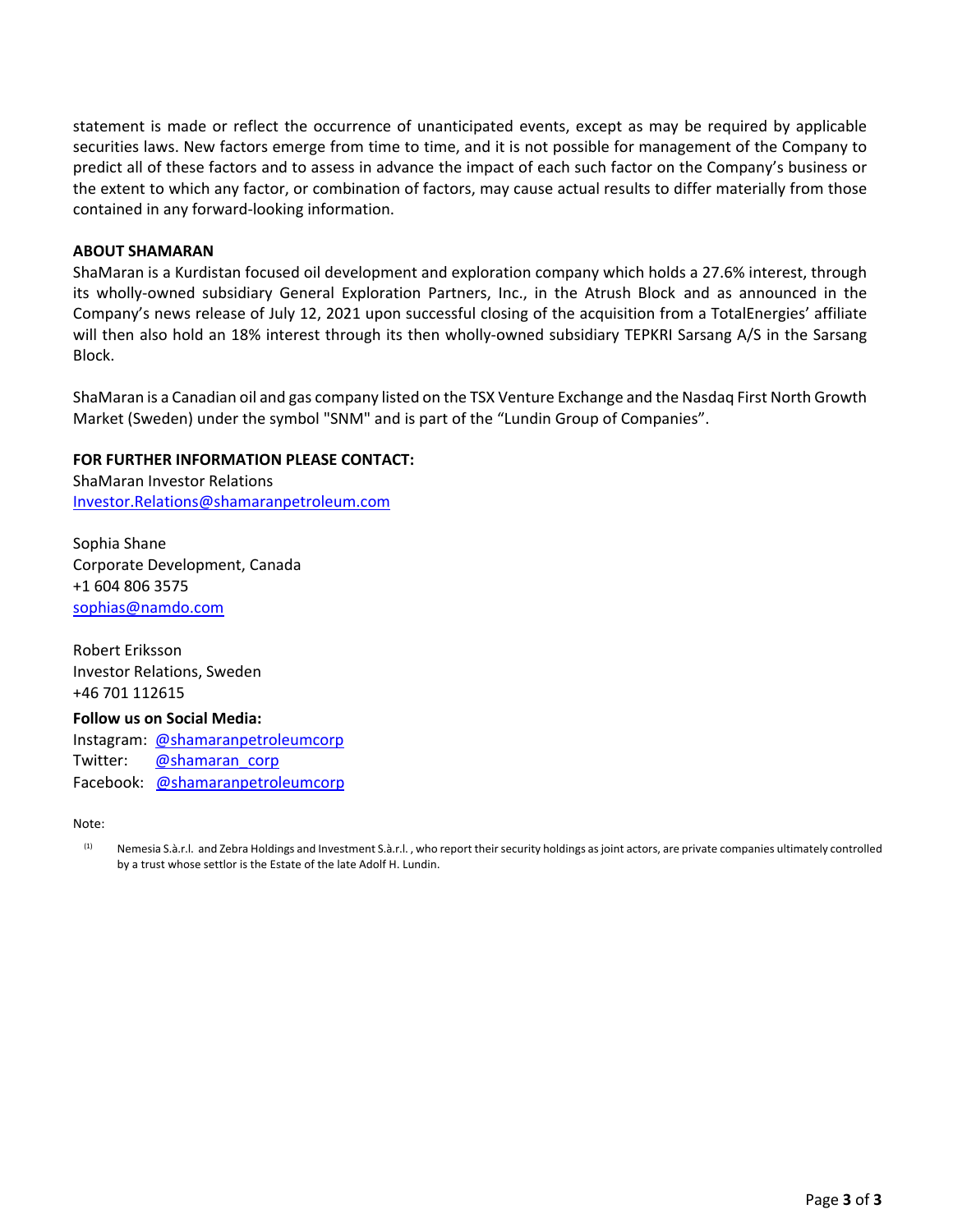statement is made or reflect the occurrence of unanticipated events, except as may be required by applicable securities laws. New factors emerge from time to time, and it is not possible for management of the Company to predict all of these factors and to assess in advance the impact of each such factor on the Company's business or the extent to which any factor, or combination of factors, may cause actual results to differ materially from those contained in any forward-looking information.

**ABOUT SHAMARAN**

ShaMaran is a Kurdistan focused oil development and exploration company which holds a 27.6% interest, through its wholly-owned subsidiary General Exploration Partners, Inc., in the Atrush Block and as announced in the Company's news release of July 12, 2021 upon successful closing of the acquisition from a TotalEnergies' affiliate will then also hold an 18% interest through its then wholly-owned subsidiary TEPKRI Sarsang A/S in the Sarsang Block.

ShaMaran is a Canadian oil and gas company listed on the TSX Venture Exchange and the Nasdaq First North Growth Market (Sweden) under the symbol "SNM" and is part of the "Lundin Group of Companies".

**FOR FURTHER INFORMATION PLEASE CONTACT:**

ShaMaran Investor Relations
Investor.Relations@shamaranpetroleum.com

Sophia Shane
Corporate Development, Canada
+1 604 806 3575
sophias@namdo.com

Robert Eriksson
Investor Relations, Sweden
+46 701 112615

**Follow us on Social Media:**

Instagram: @shamaranpetroleumcorp
Twitter: @shamaran_corp
Facebook: @shamaranpetroleumcorp

Note:

[1] Nemesia S.à.r.l. and Zebra Holdings and Investment S.à.r.l. , who report their security holdings as joint actors, are private companies ultimately controlled by a trust whose settlor is the Estate of the late Adolf H. Lundin.